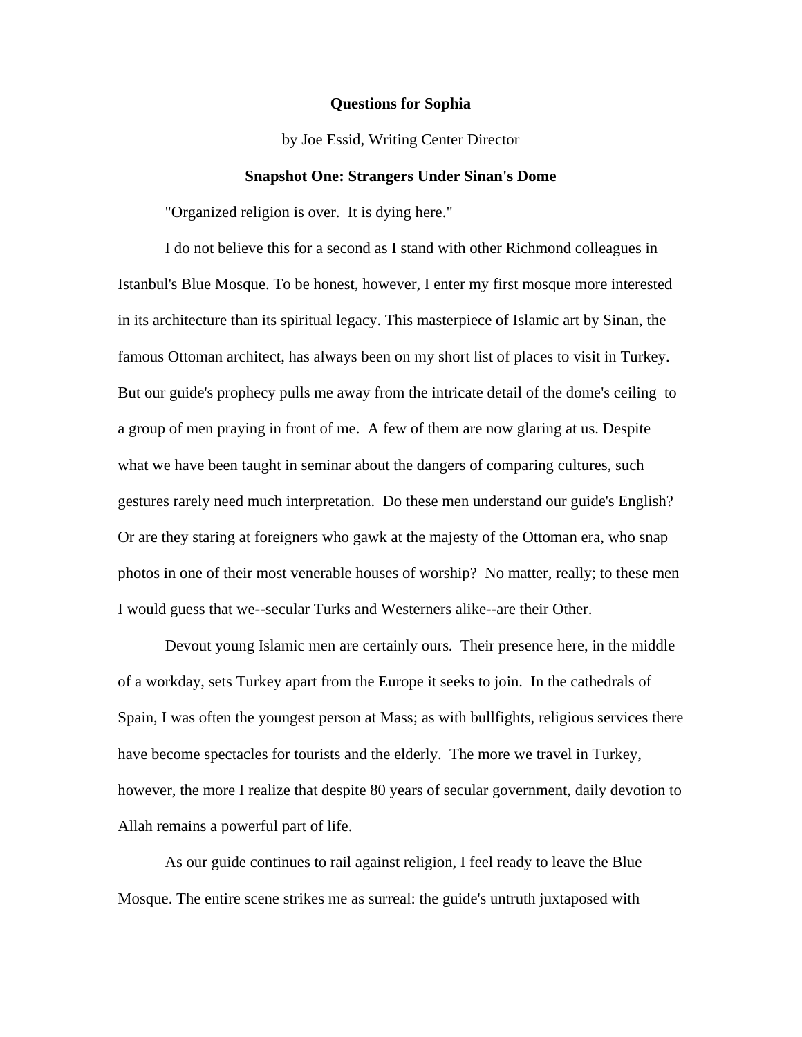# Questions for Sophia

by Joe Essid, Writing Center Director

## Snapshot One: Strangers Under Sinan's Dome

"Organized religion is over. It is dying here."

I do not believe this for a second as I stand with other Richmond colleagues in Istanbul's Blue Mosque. To be honest, however, I enter my first mosque more interested in its architecture than its spiritual legacy. This masterpiece of Islamic art by Sinan, the famous Ottoman architect, has always been on my short list of places to visit in Turkey. But our guide's prophecy pulls me away from the intricate detail of the dome's ceiling to a group of men praying in front of me. A few of them are now glaring at us. Despite what we have been taught in seminar about the dangers of comparing cultures, such gestures rarely need much interpretation. Do these men understand our guide's English? Or are they staring at foreigners who gawk at the majesty of the Ottoman era, who snap photos in one of their most venerable houses of worship? No matter, really; to these men I would guess that we--secular Turks and Westerners alike--are their Other.

Devout young Islamic men are certainly ours. Their presence here, in the middle of a workday, sets Turkey apart from the Europe it seeks to join. In the cathedrals of Spain, I was often the youngest person at Mass; as with bullfights, religious services there have become spectacles for tourists and the elderly. The more we travel in Turkey, however, the more I realize that despite 80 years of secular government, daily devotion to Allah remains a powerful part of life.

As our guide continues to rail against religion, I feel ready to leave the Blue Mosque. The entire scene strikes me as surreal: the guide's untruth juxtaposed with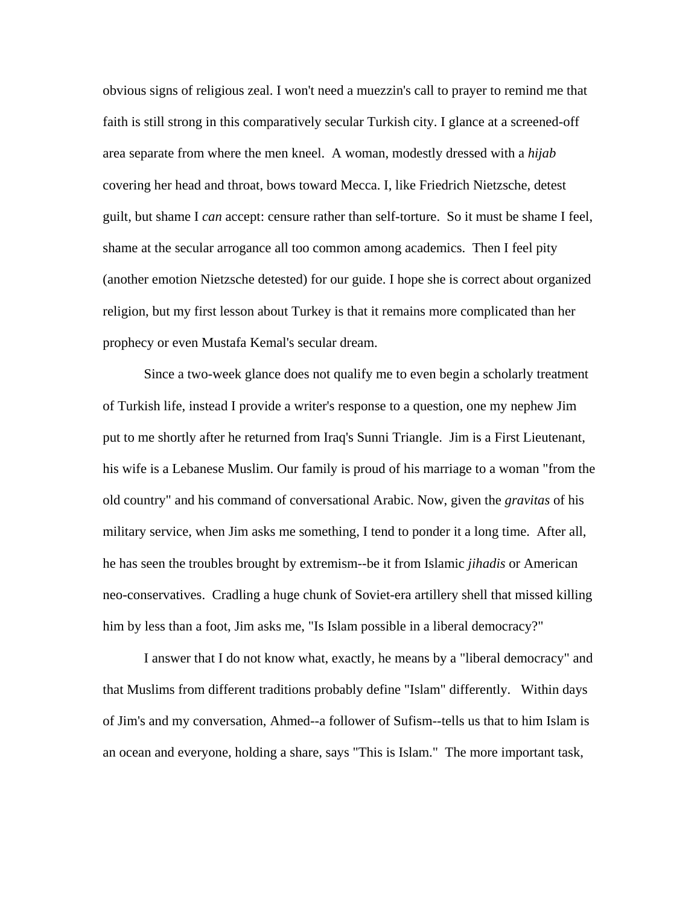obvious signs of religious zeal. I won't need a muezzin's call to prayer to remind me that faith is still strong in this comparatively secular Turkish city. I glance at a screened-off area separate from where the men kneel. A woman, modestly dressed with a *hijab* covering her head and throat, bows toward Mecca. I, like Friedrich Nietzsche, detest guilt, but shame I *can* accept: censure rather than self-torture. So it must be shame I feel, shame at the secular arrogance all too common among academics. Then I feel pity (another emotion Nietzsche detested) for our guide. I hope she is correct about organized religion, but my first lesson about Turkey is that it remains more complicated than her prophecy or even Mustafa Kemal's secular dream.

Since a two-week glance does not qualify me to even begin a scholarly treatment of Turkish life, instead I provide a writer's response to a question, one my nephew Jim put to me shortly after he returned from Iraq's Sunni Triangle. Jim is a First Lieutenant, his wife is a Lebanese Muslim. Our family is proud of his marriage to a woman "from the old country" and his command of conversational Arabic. Now, given the *gravitas* of his military service, when Jim asks me something, I tend to ponder it a long time. After all, he has seen the troubles brought by extremism--be it from Islamic *jihadis* or American neo-conservatives. Cradling a huge chunk of Soviet-era artillery shell that missed killing him by less than a foot, Jim asks me, "Is Islam possible in a liberal democracy?"

I answer that I do not know what, exactly, he means by a "liberal democracy" and that Muslims from different traditions probably define "Islam" differently. Within days of Jim's and my conversation, Ahmed--a follower of Sufism--tells us that to him Islam is an ocean and everyone, holding a share, says "This is Islam." The more important task,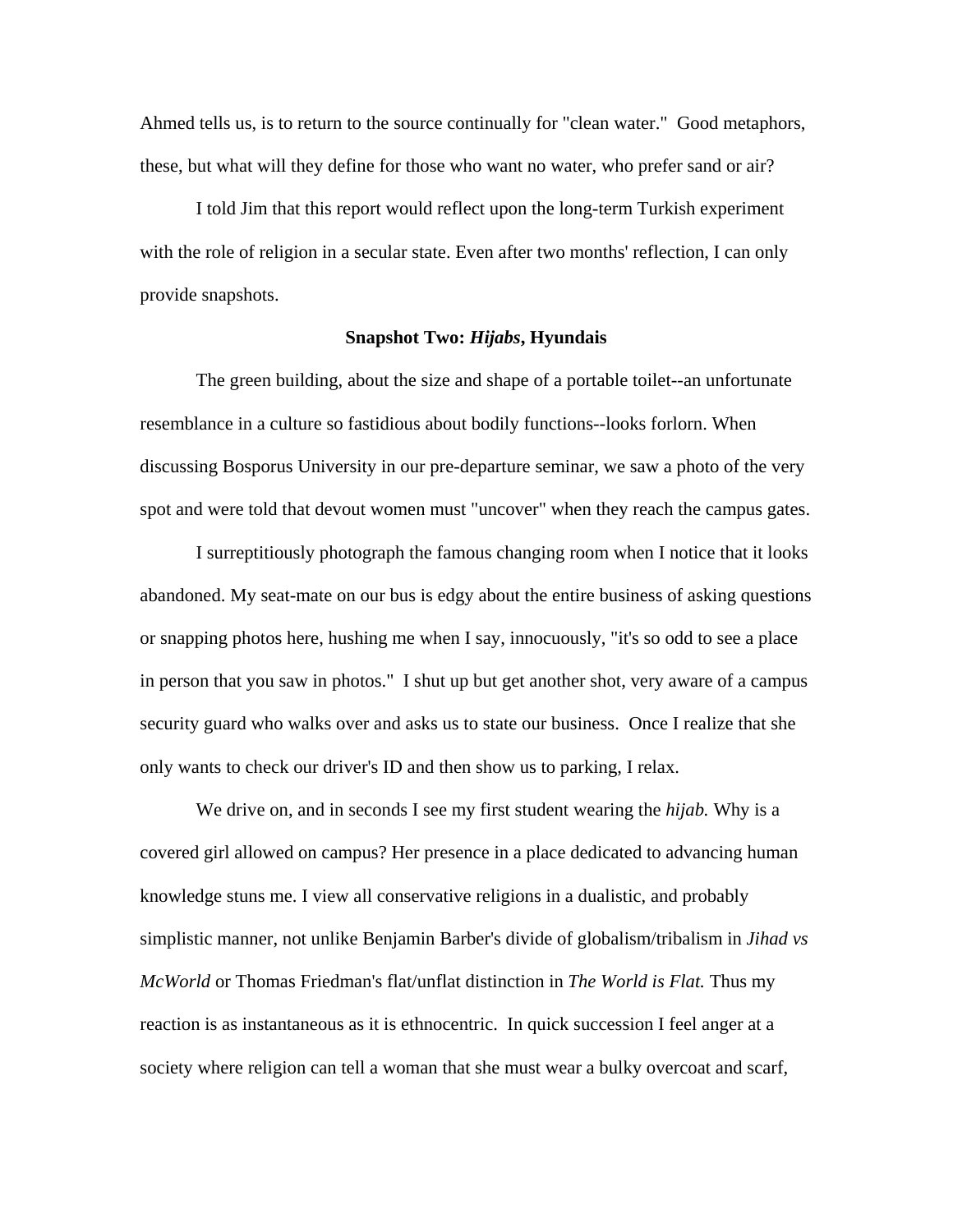Ahmed tells us, is to return to the source continually for "clean water." Good metaphors, these, but what will they define for those who want no water, who prefer sand or air?

I told Jim that this report would reflect upon the long-term Turkish experiment with the role of religion in a secular state. Even after two months' reflection, I can only provide snapshots.

### Snapshot Two: *Hijabs*, Hyundais

The green building, about the size and shape of a portable toilet--an unfortunate resemblance in a culture so fastidious about bodily functions--looks forlorn. When discussing Bosporus University in our pre-departure seminar, we saw a photo of the very spot and were told that devout women must "uncover" when they reach the campus gates.

I surreptitiously photograph the famous changing room when I notice that it looks abandoned. My seat-mate on our bus is edgy about the entire business of asking questions or snapping photos here, hushing me when I say, innocuously, "it's so odd to see a place in person that you saw in photos." I shut up but get another shot, very aware of a campus security guard who walks over and asks us to state our business. Once I realize that she only wants to check our driver's ID and then show us to parking, I relax.

We drive on, and in seconds I see my first student wearing the *hijab.* Why is a covered girl allowed on campus? Her presence in a place dedicated to advancing human knowledge stuns me. I view all conservative religions in a dualistic, and probably simplistic manner, not unlike Benjamin Barber's divide of globalism/tribalism in *Jihad vs McWorld* or Thomas Friedman's flat/unflat distinction in *The World is Flat.* Thus my reaction is as instantaneous as it is ethnocentric. In quick succession I feel anger at a society where religion can tell a woman that she must wear a bulky overcoat and scarf,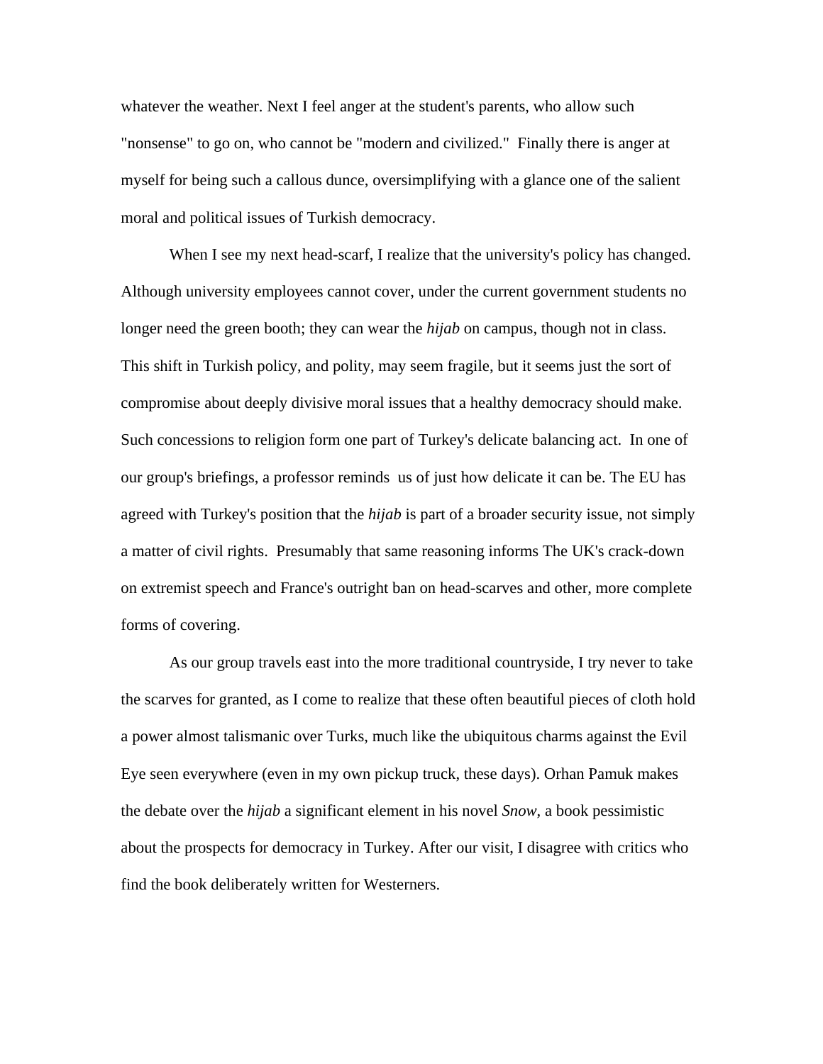whatever the weather. Next I feel anger at the student's parents, who allow such "nonsense" to go on, who cannot be "modern and civilized." Finally there is anger at myself for being such a callous dunce, oversimplifying with a glance one of the salient moral and political issues of Turkish democracy.

When I see my next head-scarf, I realize that the university's policy has changed. Although university employees cannot cover, under the current government students no longer need the green booth; they can wear the *hijab* on campus, though not in class. This shift in Turkish policy, and polity, may seem fragile, but it seems just the sort of compromise about deeply divisive moral issues that a healthy democracy should make. Such concessions to religion form one part of Turkey's delicate balancing act. In one of our group's briefings, a professor reminds us of just how delicate it can be. The EU has agreed with Turkey's position that the *hijab* is part of a broader security issue, not simply a matter of civil rights. Presumably that same reasoning informs The UK's crack-down on extremist speech and France's outright ban on head-scarves and other, more complete forms of covering.

As our group travels east into the more traditional countryside, I try never to take the scarves for granted, as I come to realize that these often beautiful pieces of cloth hold a power almost talismanic over Turks, much like the ubiquitous charms against the Evil Eye seen everywhere (even in my own pickup truck, these days). Orhan Pamuk makes the debate over the *hijab* a significant element in his novel *Snow*, a book pessimistic about the prospects for democracy in Turkey. After our visit, I disagree with critics who find the book deliberately written for Westerners.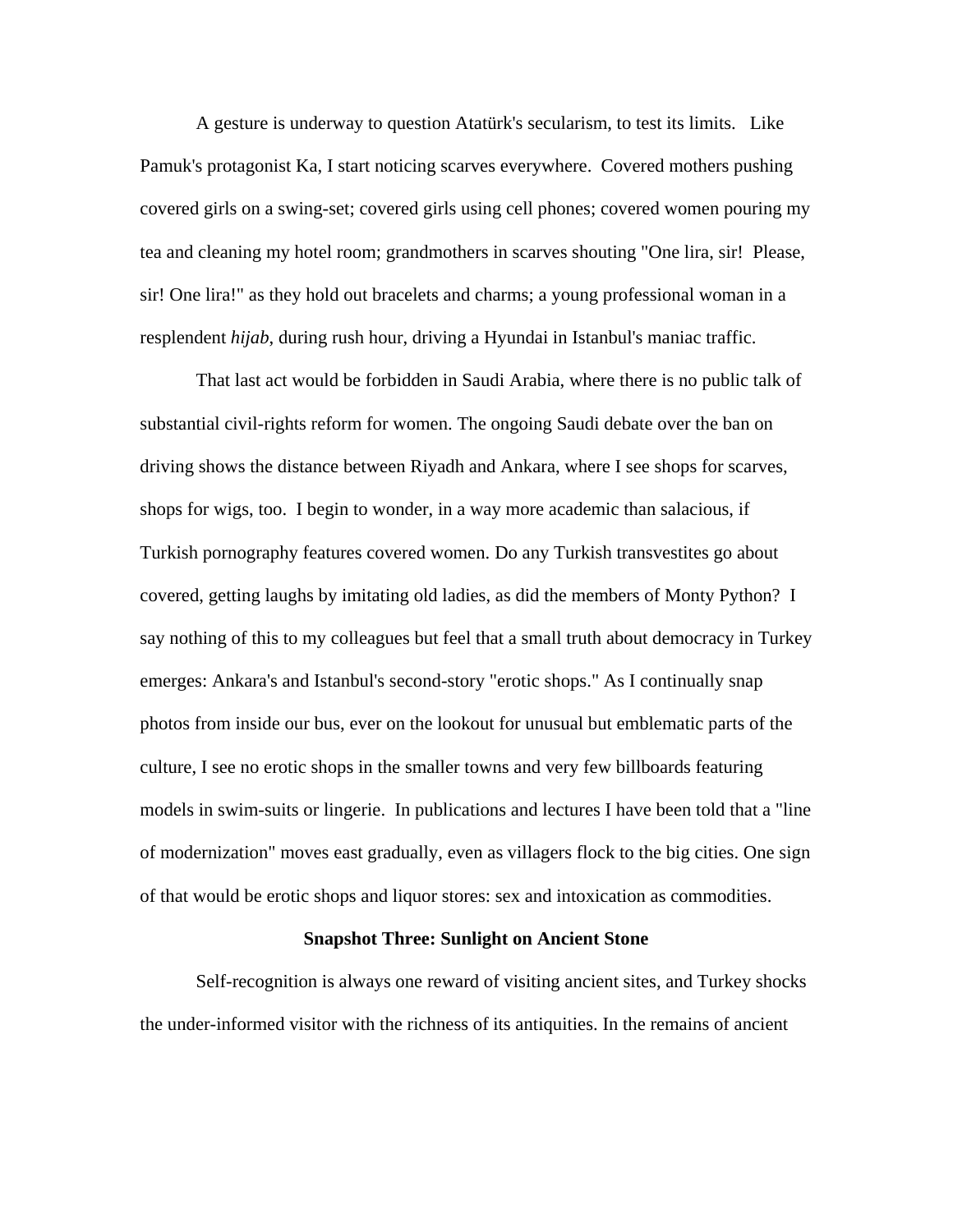A gesture is underway to question Atatürk's secularism, to test its limits. Like Pamuk's protagonist Ka, I start noticing scarves everywhere. Covered mothers pushing covered girls on a swing-set; covered girls using cell phones; covered women pouring my tea and cleaning my hotel room; grandmothers in scarves shouting "One lira, sir! Please, sir! One lira!" as they hold out bracelets and charms; a young professional woman in a resplendent *hijab*, during rush hour, driving a Hyundai in Istanbul's maniac traffic.

That last act would be forbidden in Saudi Arabia, where there is no public talk of substantial civil-rights reform for women. The ongoing Saudi debate over the ban on driving shows the distance between Riyadh and Ankara, where I see shops for scarves, shops for wigs, too. I begin to wonder, in a way more academic than salacious, if Turkish pornography features covered women. Do any Turkish transvestites go about covered, getting laughs by imitating old ladies, as did the members of Monty Python? I say nothing of this to my colleagues but feel that a small truth about democracy in Turkey emerges: Ankara's and Istanbul's second-story "erotic shops." As I continually snap photos from inside our bus, ever on the lookout for unusual but emblematic parts of the culture, I see no erotic shops in the smaller towns and very few billboards featuring models in swim-suits or lingerie. In publications and lectures I have been told that a "line of modernization" moves east gradually, even as villagers flock to the big cities. One sign of that would be erotic shops and liquor stores: sex and intoxication as commodities.

## Snapshot Three: Sunlight on Ancient Stone

Self-recognition is always one reward of visiting ancient sites, and Turkey shocks the under-informed visitor with the richness of its antiquities. In the remains of ancient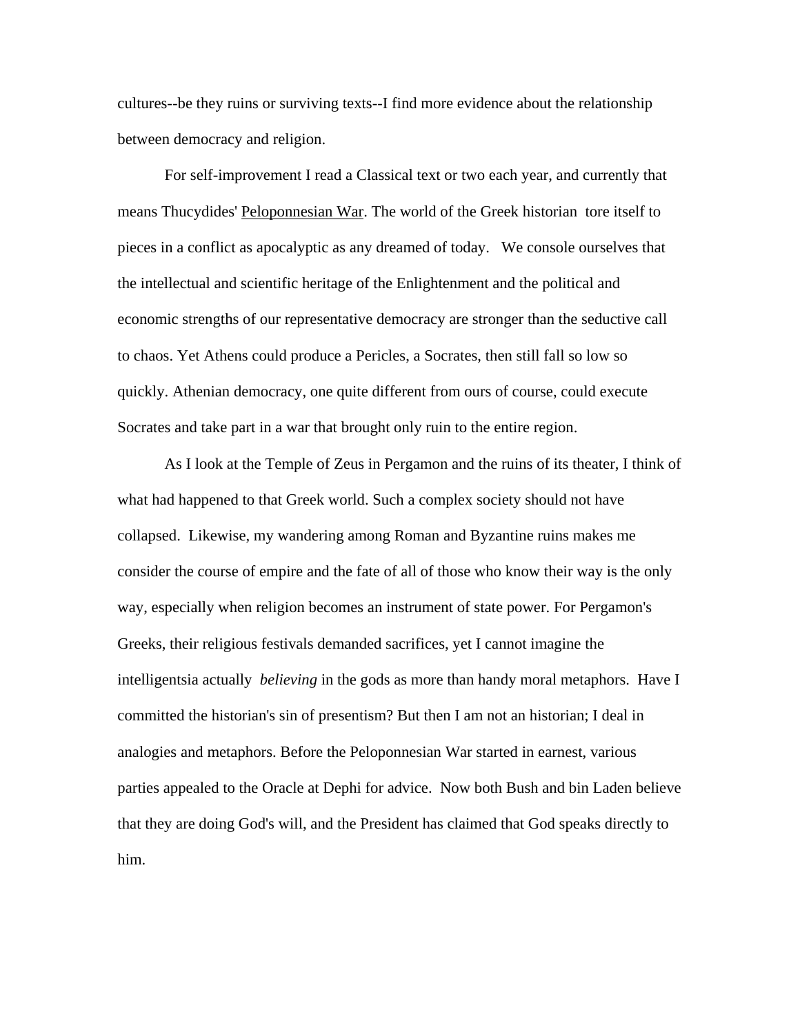cultures--be they ruins or surviving texts--I find more evidence about the relationship between democracy and religion.

For self-improvement I read a Classical text or two each year, and currently that means Thucydides' Peloponnesian War. The world of the Greek historian tore itself to pieces in a conflict as apocalyptic as any dreamed of today. We console ourselves that the intellectual and scientific heritage of the Enlightenment and the political and economic strengths of our representative democracy are stronger than the seductive call to chaos. Yet Athens could produce a Pericles, a Socrates, then still fall so low so quickly. Athenian democracy, one quite different from ours of course, could execute Socrates and take part in a war that brought only ruin to the entire region.

As I look at the Temple of Zeus in Pergamon and the ruins of its theater, I think of what had happened to that Greek world. Such a complex society should not have collapsed. Likewise, my wandering among Roman and Byzantine ruins makes me consider the course of empire and the fate of all of those who know their way is the only way, especially when religion becomes an instrument of state power. For Pergamon's Greeks, their religious festivals demanded sacrifices, yet I cannot imagine the intelligentsia actually *believing* in the gods as more than handy moral metaphors. Have I committed the historian's sin of presentism? But then I am not an historian; I deal in analogies and metaphors. Before the Peloponnesian War started in earnest, various parties appealed to the Oracle at Dephi for advice. Now both Bush and bin Laden believe that they are doing God's will, and the President has claimed that God speaks directly to him.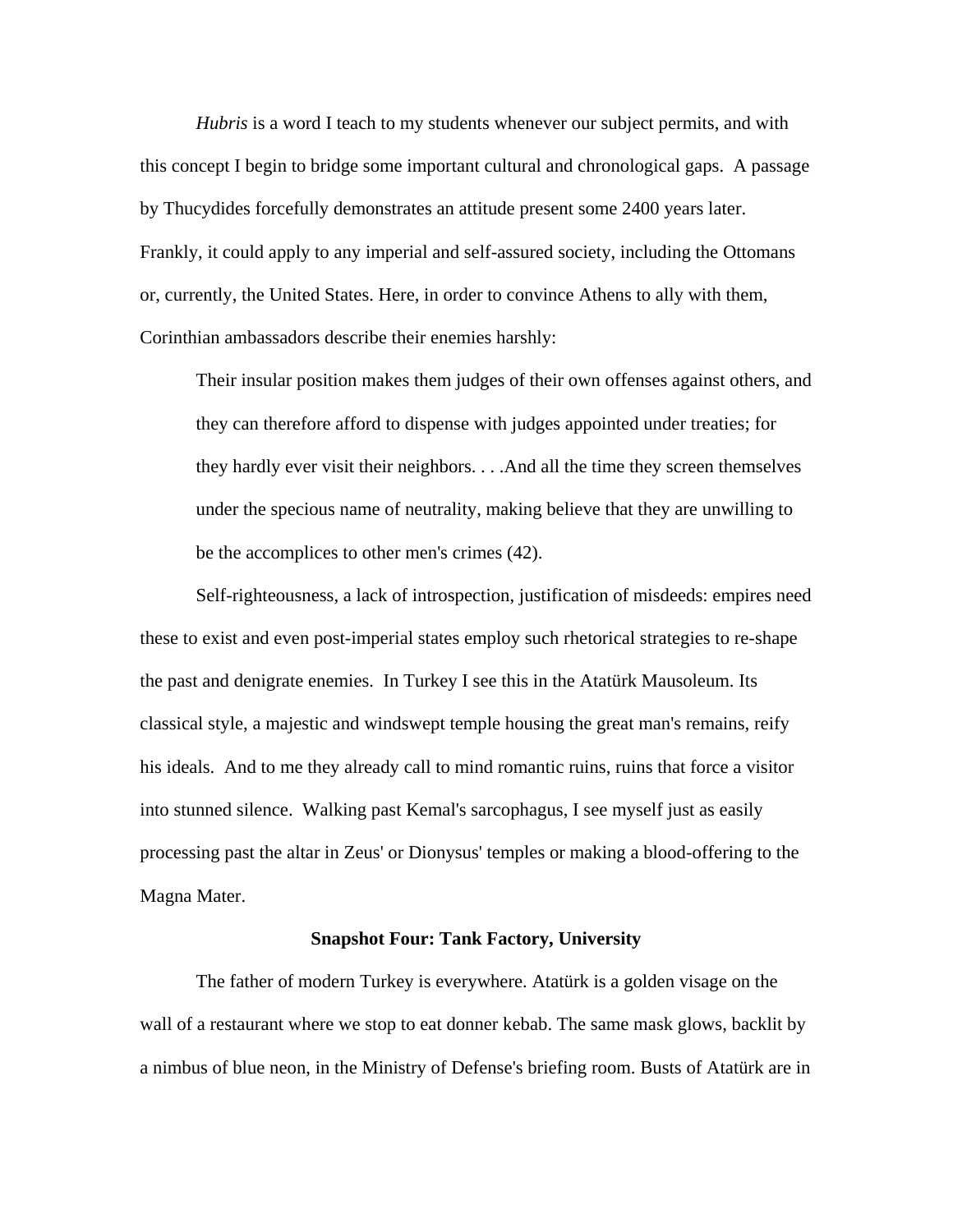*Hubris* is a word I teach to my students whenever our subject permits, and with this concept I begin to bridge some important cultural and chronological gaps. A passage by Thucydides forcefully demonstrates an attitude present some 2400 years later. Frankly, it could apply to any imperial and self-assured society, including the Ottomans or, currently, the United States. Here, in order to convince Athens to ally with them, Corinthian ambassadors describe their enemies harshly:

> Their insular position makes them judges of their own offenses against others, and they can therefore afford to dispense with judges appointed under treaties; for they hardly ever visit their neighbors. . . .And all the time they screen themselves under the specious name of neutrality, making believe that they are unwilling to be the accomplices to other men's crimes (42).

Self-righteousness, a lack of introspection, justification of misdeeds: empires need these to exist and even post-imperial states employ such rhetorical strategies to re-shape the past and denigrate enemies. In Turkey I see this in the Atatürk Mausoleum. Its classical style, a majestic and windswept temple housing the great man's remains, reify his ideals. And to me they already call to mind romantic ruins, ruins that force a visitor into stunned silence. Walking past Kemal's sarcophagus, I see myself just as easily processing past the altar in Zeus' or Dionysus' temples or making a blood-offering to the Magna Mater.

### Snapshot Four: Tank Factory, University

The father of modern Turkey is everywhere. Atatürk is a golden visage on the wall of a restaurant where we stop to eat donner kebab. The same mask glows, backlit by a nimbus of blue neon, in the Ministry of Defense's briefing room. Busts of Atatürk are in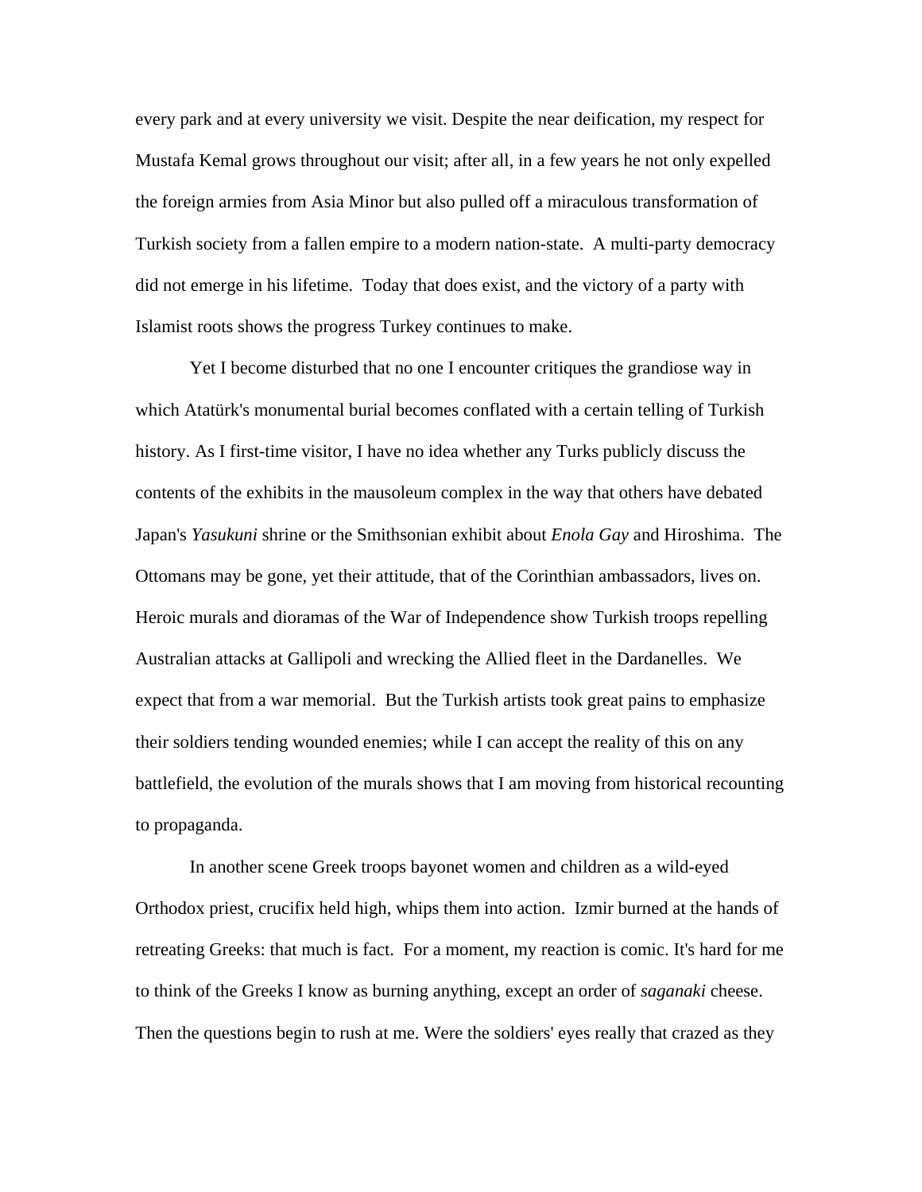every park and at every university we visit. Despite the near deification, my respect for Mustafa Kemal grows throughout our visit; after all, in a few years he not only expelled the foreign armies from Asia Minor but also pulled off a miraculous transformation of Turkish society from a fallen empire to a modern nation-state.  A multi-party democracy did not emerge in his lifetime.  Today that does exist, and the victory of a party with Islamist roots shows the progress Turkey continues to make.

Yet I become disturbed that no one I encounter critiques the grandiose way in which Atatürk's monumental burial becomes conflated with a certain telling of Turkish history. As I first-time visitor, I have no idea whether any Turks publicly discuss the contents of the exhibits in the mausoleum complex in the way that others have debated Japan's *Yasukuni* shrine or the Smithsonian exhibit about *Enola Gay* and Hiroshima.  The Ottomans may be gone, yet their attitude, that of the Corinthian ambassadors, lives on. Heroic murals and dioramas of the War of Independence show Turkish troops repelling Australian attacks at Gallipoli and wrecking the Allied fleet in the Dardanelles.  We expect that from a war memorial.  But the Turkish artists took great pains to emphasize their soldiers tending wounded enemies; while I can accept the reality of this on any battlefield, the evolution of the murals shows that I am moving from historical recounting to propaganda.

In another scene Greek troops bayonet women and children as a wild-eyed Orthodox priest, crucifix held high, whips them into action.  Izmir burned at the hands of retreating Greeks: that much is fact.  For a moment, my reaction is comic. It's hard for me to think of the Greeks I know as burning anything, except an order of *saganaki* cheese. Then the questions begin to rush at me. Were the soldiers' eyes really that crazed as they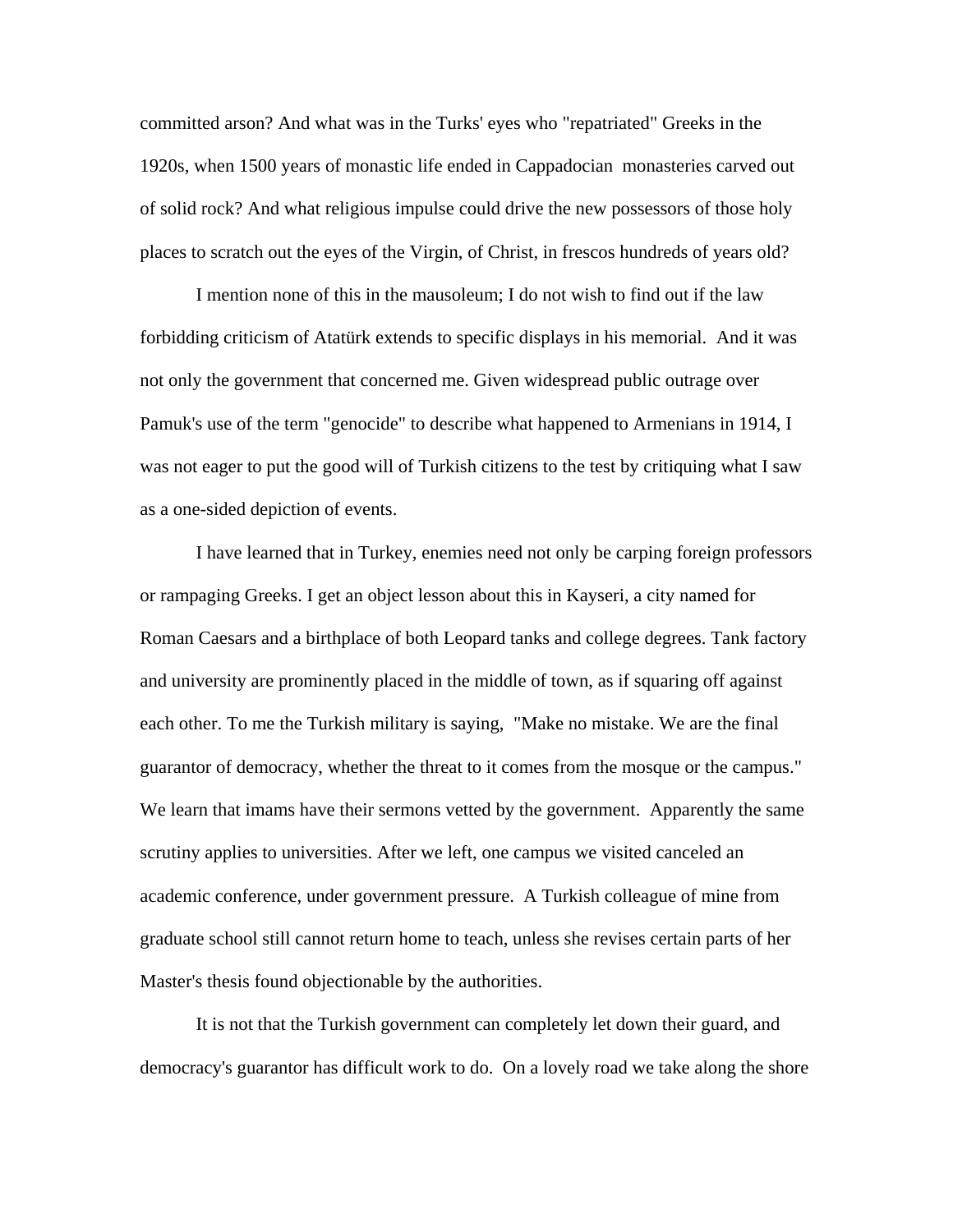committed arson? And what was in the Turks' eyes who "repatriated" Greeks in the 1920s, when 1500 years of monastic life ended in Cappadocian monasteries carved out of solid rock? And what religious impulse could drive the new possessors of those holy places to scratch out the eyes of the Virgin, of Christ, in frescos hundreds of years old?

I mention none of this in the mausoleum; I do not wish to find out if the law forbidding criticism of Atatürk extends to specific displays in his memorial. And it was not only the government that concerned me. Given widespread public outrage over Pamuk's use of the term "genocide" to describe what happened to Armenians in 1914, I was not eager to put the good will of Turkish citizens to the test by critiquing what I saw as a one-sided depiction of events.

I have learned that in Turkey, enemies need not only be carping foreign professors or rampaging Greeks. I get an object lesson about this in Kayseri, a city named for Roman Caesars and a birthplace of both Leopard tanks and college degrees. Tank factory and university are prominently placed in the middle of town, as if squaring off against each other. To me the Turkish military is saying, "Make no mistake. We are the final guarantor of democracy, whether the threat to it comes from the mosque or the campus." We learn that imams have their sermons vetted by the government. Apparently the same scrutiny applies to universities. After we left, one campus we visited canceled an academic conference, under government pressure. A Turkish colleague of mine from graduate school still cannot return home to teach, unless she revises certain parts of her Master's thesis found objectionable by the authorities.

It is not that the Turkish government can completely let down their guard, and democracy's guarantor has difficult work to do. On a lovely road we take along the shore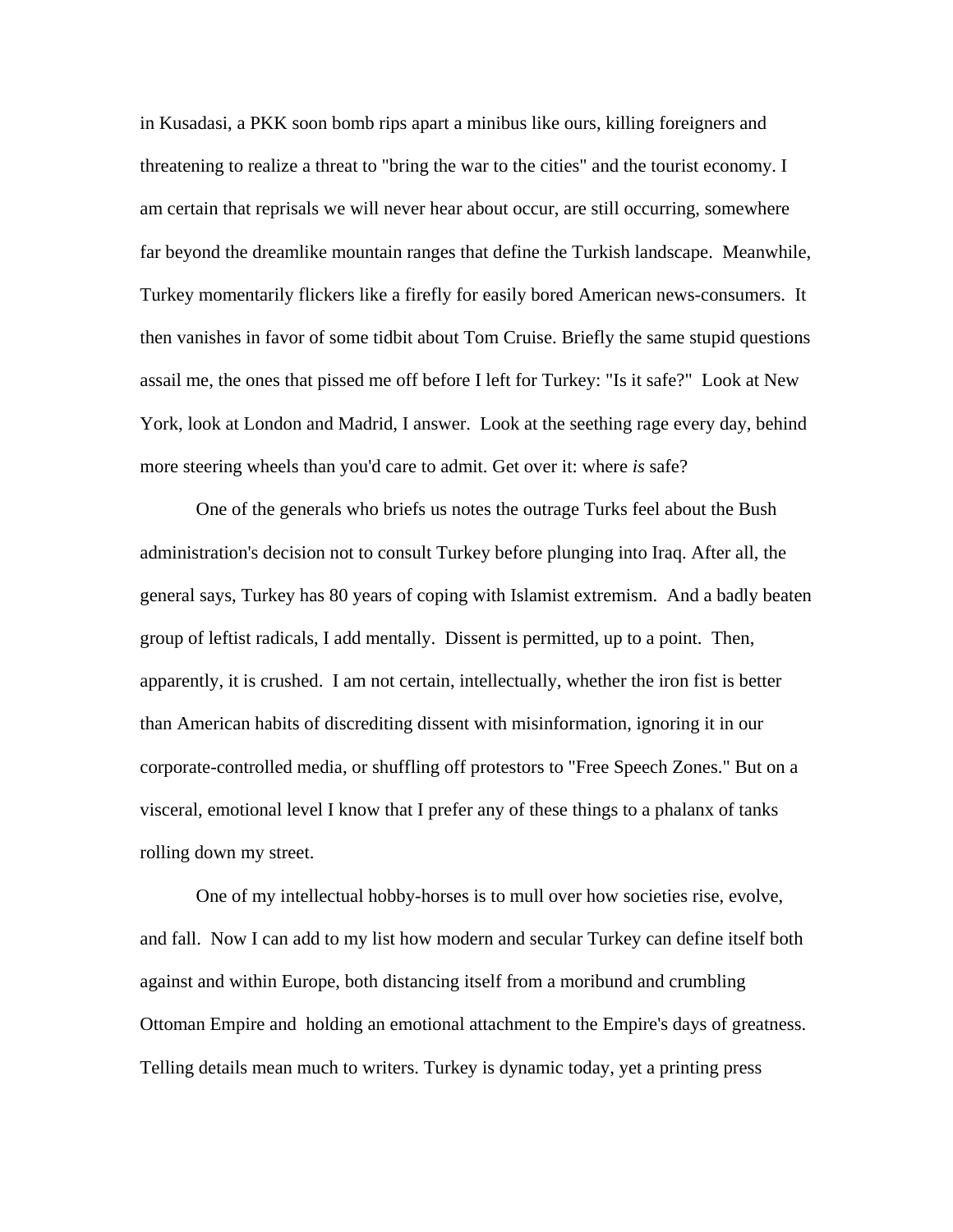in Kusadasi, a PKK soon bomb rips apart a minibus like ours, killing foreigners and threatening to realize a threat to "bring the war to the cities" and the tourist economy. I am certain that reprisals we will never hear about occur, are still occurring, somewhere far beyond the dreamlike mountain ranges that define the Turkish landscape. Meanwhile, Turkey momentarily flickers like a firefly for easily bored American news-consumers. It then vanishes in favor of some tidbit about Tom Cruise. Briefly the same stupid questions assail me, the ones that pissed me off before I left for Turkey: "Is it safe?" Look at New York, look at London and Madrid, I answer. Look at the seething rage every day, behind more steering wheels than you'd care to admit. Get over it: where *is* safe?

One of the generals who briefs us notes the outrage Turks feel about the Bush administration's decision not to consult Turkey before plunging into Iraq. After all, the general says, Turkey has 80 years of coping with Islamist extremism. And a badly beaten group of leftist radicals, I add mentally. Dissent is permitted, up to a point. Then, apparently, it is crushed. I am not certain, intellectually, whether the iron fist is better than American habits of discrediting dissent with misinformation, ignoring it in our corporate-controlled media, or shuffling off protestors to "Free Speech Zones." But on a visceral, emotional level I know that I prefer any of these things to a phalanx of tanks rolling down my street.

One of my intellectual hobby-horses is to mull over how societies rise, evolve, and fall. Now I can add to my list how modern and secular Turkey can define itself both against and within Europe, both distancing itself from a moribund and crumbling Ottoman Empire and holding an emotional attachment to the Empire's days of greatness. Telling details mean much to writers. Turkey is dynamic today, yet a printing press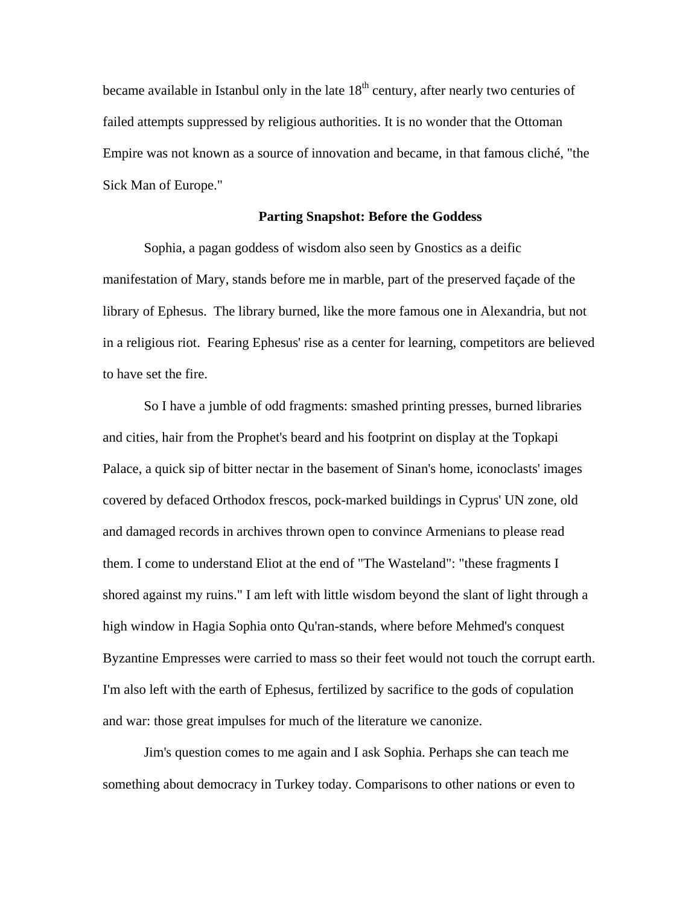became available in Istanbul only in the late 18th century, after nearly two centuries of failed attempts suppressed by religious authorities. It is no wonder that the Ottoman Empire was not known as a source of innovation and became, in that famous cliché, "the Sick Man of Europe."

## Parting Snapshot: Before the Goddess

Sophia, a pagan goddess of wisdom also seen by Gnostics as a deific manifestation of Mary, stands before me in marble, part of the preserved façade of the library of Ephesus. The library burned, like the more famous one in Alexandria, but not in a religious riot. Fearing Ephesus' rise as a center for learning, competitors are believed to have set the fire.

So I have a jumble of odd fragments: smashed printing presses, burned libraries and cities, hair from the Prophet's beard and his footprint on display at the Topkapi Palace, a quick sip of bitter nectar in the basement of Sinan's home, iconoclasts' images covered by defaced Orthodox frescos, pock-marked buildings in Cyprus' UN zone, old and damaged records in archives thrown open to convince Armenians to please read them. I come to understand Eliot at the end of "The Wasteland": "these fragments I shored against my ruins." I am left with little wisdom beyond the slant of light through a high window in Hagia Sophia onto Qu'ran-stands, where before Mehmed's conquest Byzantine Empresses were carried to mass so their feet would not touch the corrupt earth. I'm also left with the earth of Ephesus, fertilized by sacrifice to the gods of copulation and war: those great impulses for much of the literature we canonize.

Jim's question comes to me again and I ask Sophia. Perhaps she can teach me something about democracy in Turkey today. Comparisons to other nations or even to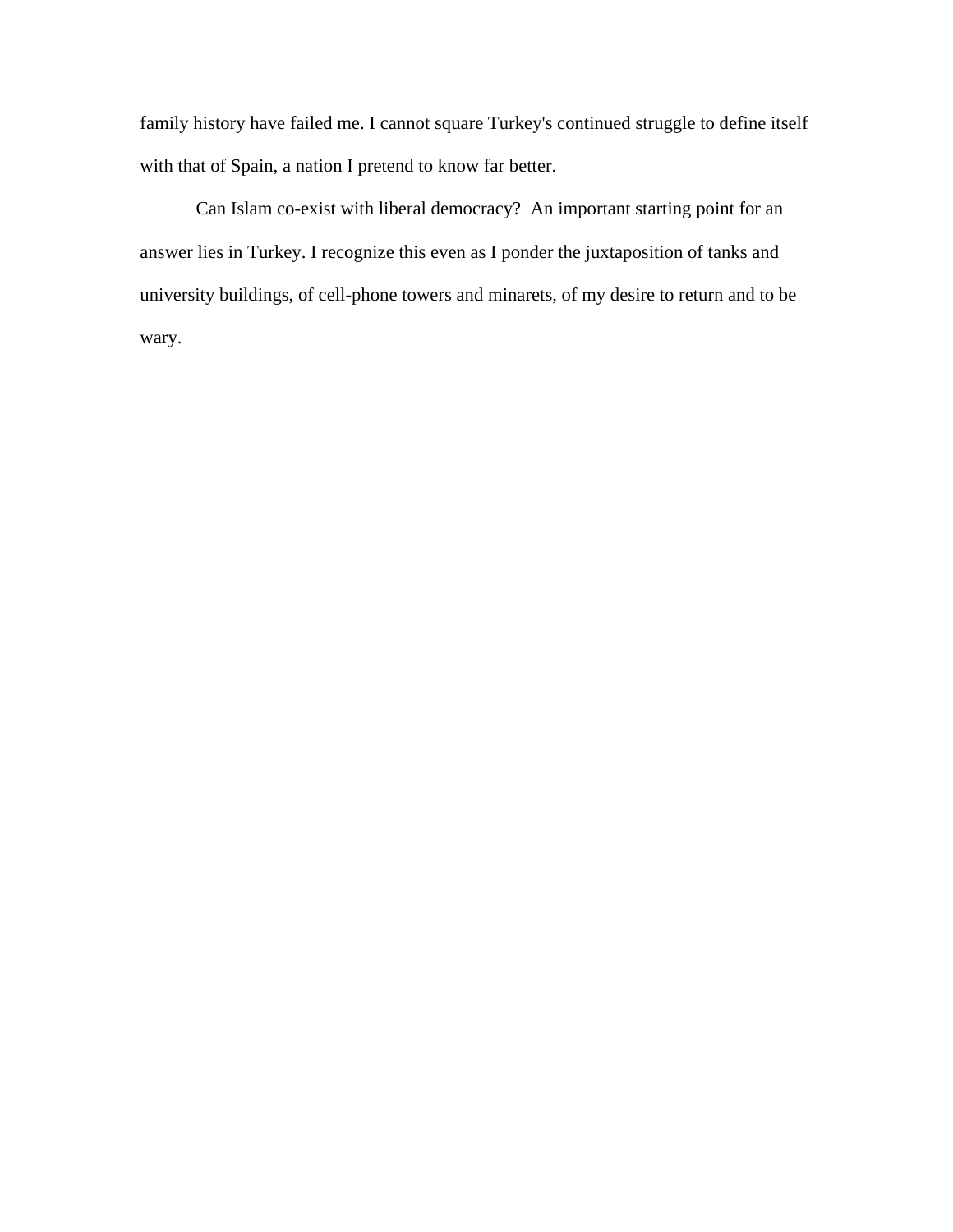family history have failed me. I cannot square Turkey's continued struggle to define itself with that of Spain, a nation I pretend to know far better.

Can Islam co-exist with liberal democracy? An important starting point for an answer lies in Turkey. I recognize this even as I ponder the juxtaposition of tanks and university buildings, of cell-phone towers and minarets, of my desire to return and to be wary.